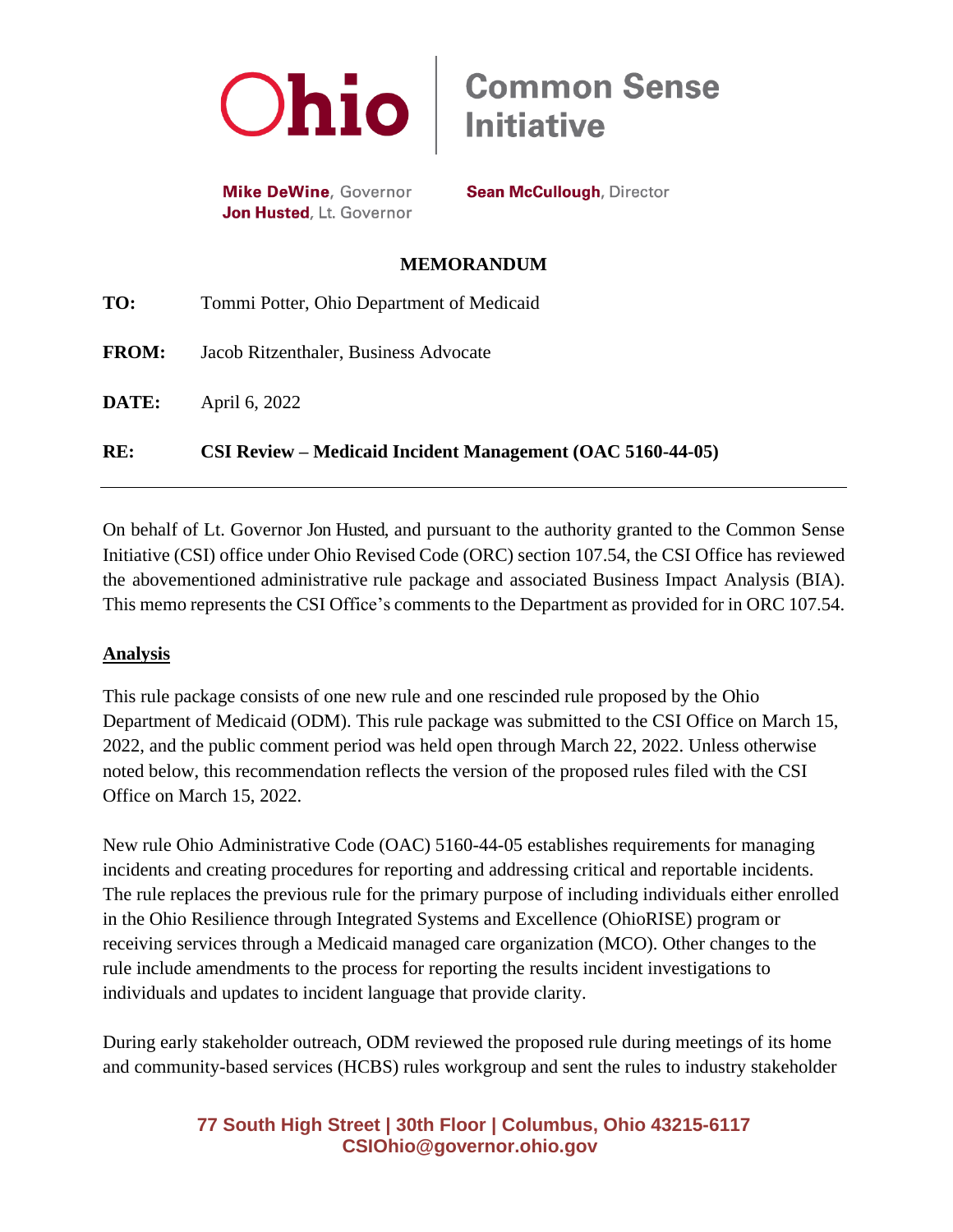Ohio | Common Sense Initiative

**Mike DeWine**, Governor
**Jon Husted**, Lt. Governor

**Sean McCullough**, Director

**MEMORANDUM**

**TO:** Tommi Potter, Ohio Department of Medicaid

**FROM:** Jacob Ritzenthaler, Business Advocate

**DATE:** April 6, 2022

**RE:** **CSI Review – Medicaid Incident Management (OAC 5160-44-05)**

---

On behalf of Lt. Governor Jon Husted, and pursuant to the authority granted to the Common Sense Initiative (CSI) office under Ohio Revised Code (ORC) section 107.54, the CSI Office has reviewed the abovementioned administrative rule package and associated Business Impact Analysis (BIA). This memo represents the CSI Office's comments to the Department as provided for in ORC 107.54.

**Analysis**

This rule package consists of one new rule and one rescinded rule proposed by the Ohio Department of Medicaid (ODM). This rule package was submitted to the CSI Office on March 15, 2022, and the public comment period was held open through March 22, 2022. Unless otherwise noted below, this recommendation reflects the version of the proposed rules filed with the CSI Office on March 15, 2022.

New rule Ohio Administrative Code (OAC) 5160-44-05 establishes requirements for managing incidents and creating procedures for reporting and addressing critical and reportable incidents. The rule replaces the previous rule for the primary purpose of including individuals either enrolled in the Ohio Resilience through Integrated Systems and Excellence (OhioRISE) program or receiving services through a Medicaid managed care organization (MCO). Other changes to the rule include amendments to the process for reporting the results incident investigations to individuals and updates to incident language that provide clarity.

During early stakeholder outreach, ODM reviewed the proposed rule during meetings of its home and community-based services (HCBS) rules workgroup and sent the rules to industry stakeholder

**77 South High Street | 30th Floor | Columbus, Ohio 43215-6117**
**CSIOhio@governor.ohio.gov**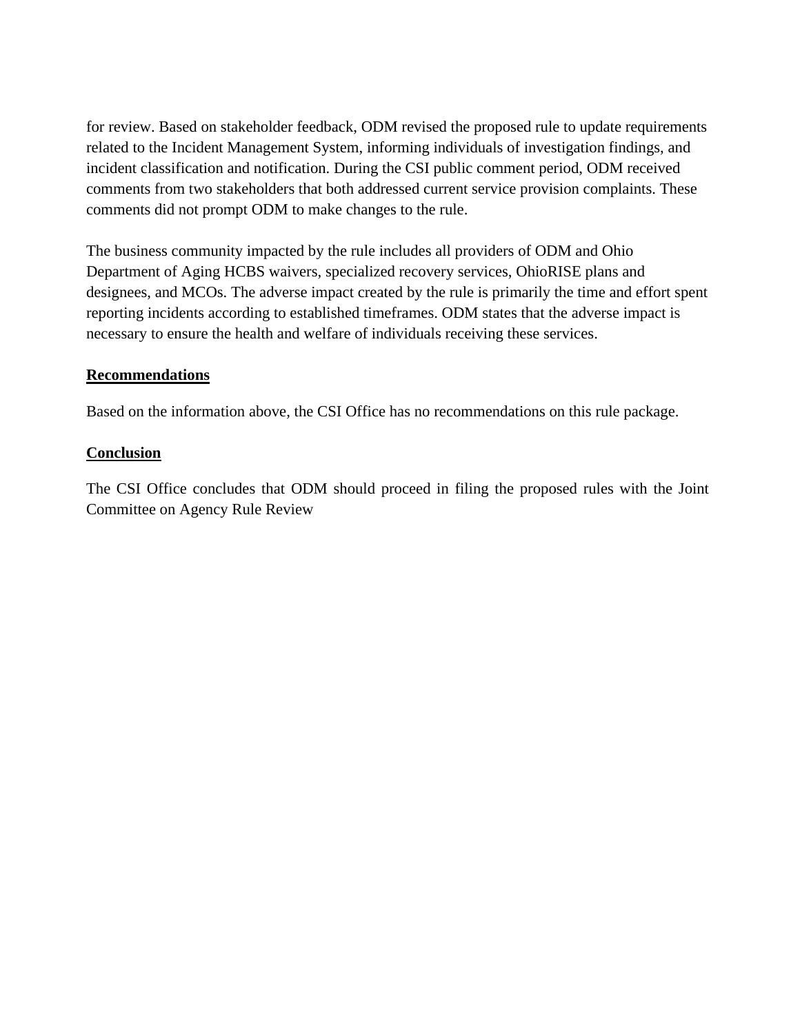for review. Based on stakeholder feedback, ODM revised the proposed rule to update requirements related to the Incident Management System, informing individuals of investigation findings, and incident classification and notification. During the CSI public comment period, ODM received comments from two stakeholders that both addressed current service provision complaints. These comments did not prompt ODM to make changes to the rule.

The business community impacted by the rule includes all providers of ODM and Ohio Department of Aging HCBS waivers, specialized recovery services, OhioRISE plans and designees, and MCOs. The adverse impact created by the rule is primarily the time and effort spent reporting incidents according to established timeframes. ODM states that the adverse impact is necessary to ensure the health and welfare of individuals receiving these services.

## Recommendations

Based on the information above, the CSI Office has no recommendations on this rule package.

## Conclusion

The CSI Office concludes that ODM should proceed in filing the proposed rules with the Joint Committee on Agency Rule Review